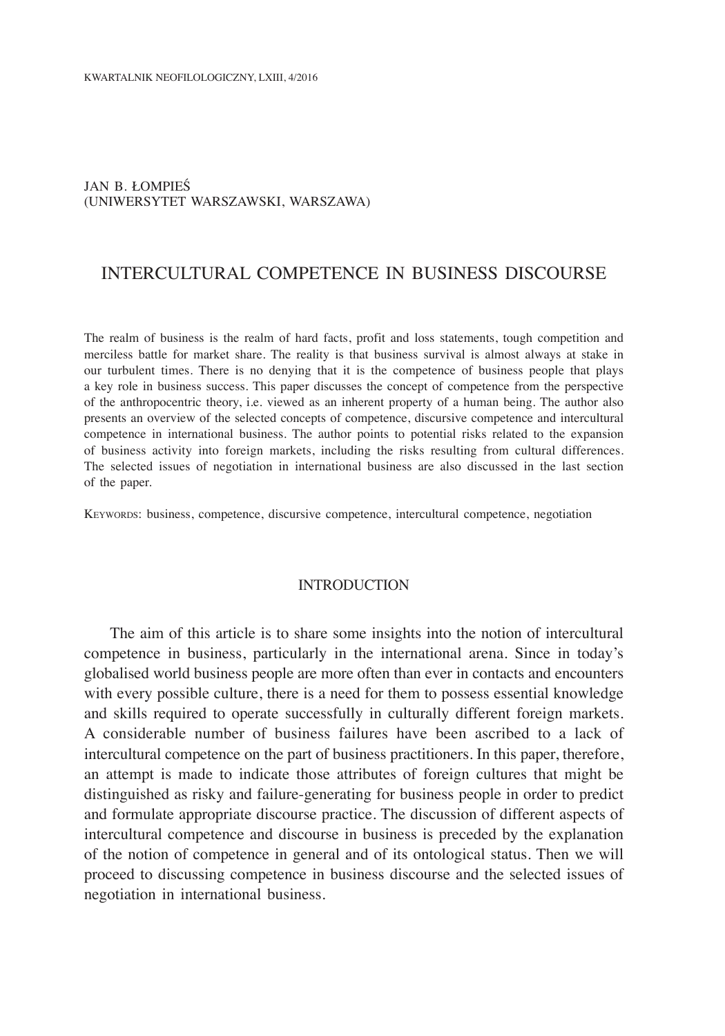JAN B. ŁOMPIEŚ
(UNIWERSYTET WARSZAWSKI, WARSZAWA)

# INTERCULTURAL COMPETENCE IN BUSINESS DISCOURSE

The realm of business is the realm of hard facts, profit and loss statements, tough competition and merciless battle for market share. The reality is that business survival is almost always at stake in our turbulent times. There is no denying that it is the competence of business people that plays a key role in business success. This paper discusses the concept of competence from the perspective of the anthropocentric theory, i.e. viewed as an inherent property of a human being. The author also presents an overview of the selected concepts of competence, discursive competence and intercultural competence in international business. The author points to potential risks related to the expansion of business activity into foreign markets, including the risks resulting from cultural differences. The selected issues of negotiation in international business are also discussed in the last section of the paper.

KEYWORDS: business, competence, discursive competence, intercultural competence, negotiation

## INTRODUCTION

The aim of this article is to share some insights into the notion of intercultural competence in business, particularly in the international arena. Since in today's globalised world business people are more often than ever in contacts and encounters with every possible culture, there is a need for them to possess essential knowledge and skills required to operate successfully in culturally different foreign markets. A considerable number of business failures have been ascribed to a lack of intercultural competence on the part of business practitioners. In this paper, therefore, an attempt is made to indicate those attributes of foreign cultures that might be distinguished as risky and failure-generating for business people in order to predict and formulate appropriate discourse practice. The discussion of different aspects of intercultural competence and discourse in business is preceded by the explanation of the notion of competence in general and of its ontological status. Then we will proceed to discussing competence in business discourse and the selected issues of negotiation in international business.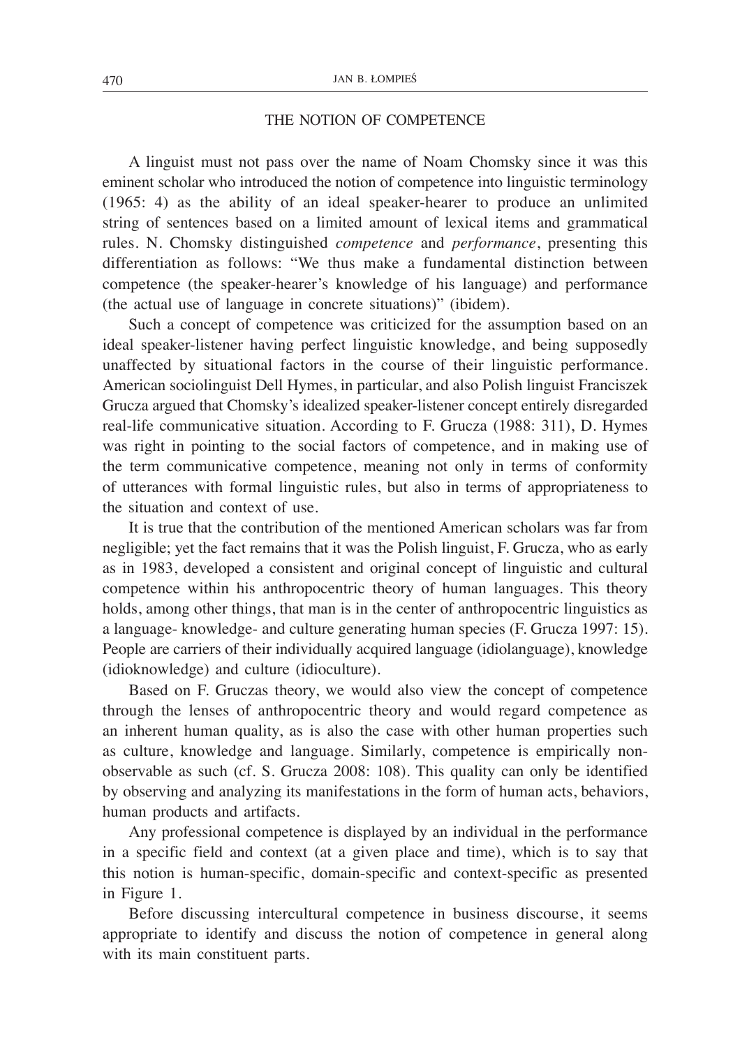## THE NOTION OF COMPETENCE

A linguist must not pass over the name of Noam Chomsky since it was this eminent scholar who introduced the notion of competence into linguistic terminology (1965: 4) as the ability of an ideal speaker-hearer to produce an unlimited string of sentences based on a limited amount of lexical items and grammatical rules. N. Chomsky distinguished *competence* and *performance*, presenting this differentiation as follows: "We thus make a fundamental distinction between competence (the speaker-hearer's knowledge of his language) and performance (the actual use of language in concrete situations)" (ibidem).

Such a concept of competence was criticized for the assumption based on an ideal speaker-listener having perfect linguistic knowledge, and being supposedly unaffected by situational factors in the course of their linguistic performance. American sociolinguist Dell Hymes, in particular, and also Polish linguist Franciszek Grucza argued that Chomsky's idealized speaker-listener concept entirely disregarded real-life communicative situation. According to F. Grucza (1988: 311), D. Hymes was right in pointing to the social factors of competence, and in making use of the term communicative competence, meaning not only in terms of conformity of utterances with formal linguistic rules, but also in terms of appropriateness to the situation and context of use.

It is true that the contribution of the mentioned American scholars was far from negligible; yet the fact remains that it was the Polish linguist, F. Grucza, who as early as in 1983, developed a consistent and original concept of linguistic and cultural competence within his anthropocentric theory of human languages. This theory holds, among other things, that man is in the center of anthropocentric linguistics as a language- knowledge- and culture generating human species (F. Grucza 1997: 15). People are carriers of their individually acquired language (idiolanguage), knowledge (idioknowledge) and culture (idioculture).

Based on F. Gruczas theory, we would also view the concept of competence through the lenses of anthropocentric theory and would regard competence as an inherent human quality, as is also the case with other human properties such as culture, knowledge and language. Similarly, competence is empirically non-observable as such (cf. S. Grucza 2008: 108). This quality can only be identified by observing and analyzing its manifestations in the form of human acts, behaviors, human products and artifacts.

Any professional competence is displayed by an individual in the performance in a specific field and context (at a given place and time), which is to say that this notion is human-specific, domain-specific and context-specific as presented in Figure 1.

Before discussing intercultural competence in business discourse, it seems appropriate to identify and discuss the notion of competence in general along with its main constituent parts.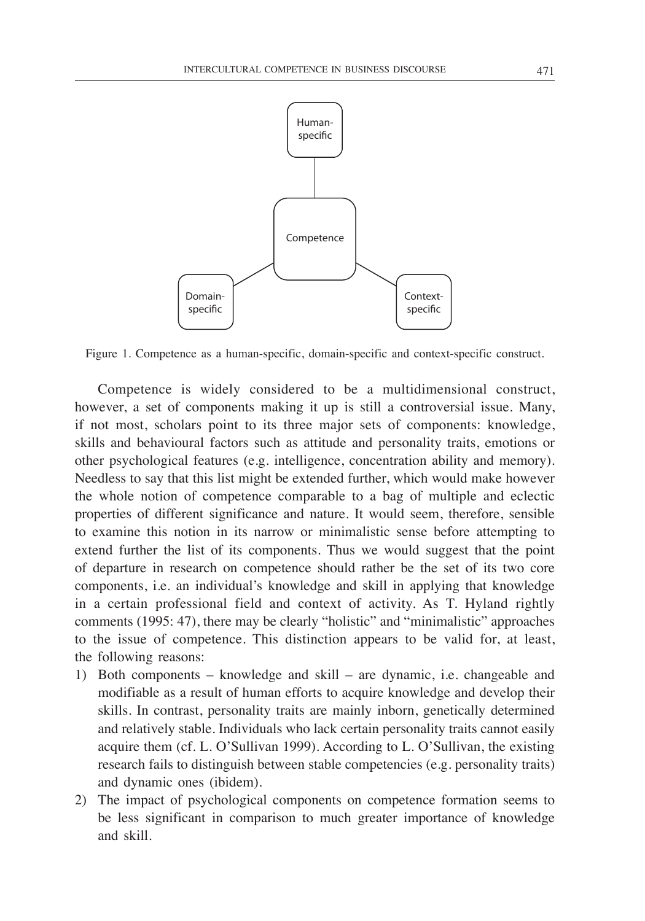Human-specific

Competence

Domain-specific

Context-specific

Figure 1. Competence as a human-specific, domain-specific and context-specific construct.

Competence is widely considered to be a multidimensional construct, however, a set of components making it up is still a controversial issue. Many, if not most, scholars point to its three major sets of components: knowledge, skills and behavioural factors such as attitude and personality traits, emotions or other psychological features (e.g. intelligence, concentration ability and memory). Needless to say that this list might be extended further, which would make however the whole notion of competence comparable to a bag of multiple and eclectic properties of different significance and nature. It would seem, therefore, sensible to examine this notion in its narrow or minimalistic sense before attempting to extend further the list of its components. Thus we would suggest that the point of departure in research on competence should rather be the set of its two core components, i.e. an individual's knowledge and skill in applying that knowledge in a certain professional field and context of activity. As T. Hyland rightly comments (1995: 47), there may be clearly "holistic" and "minimalistic" approaches to the issue of competence. This distinction appears to be valid for, at least, the following reasons:

1) Both components – knowledge and skill – are dynamic, i.e. changeable and modifiable as a result of human efforts to acquire knowledge and develop their skills. In contrast, personality traits are mainly inborn, genetically determined and relatively stable. Individuals who lack certain personality traits cannot easily acquire them (cf. L. O'Sullivan 1999). According to L. O'Sullivan, the existing research fails to distinguish between stable competencies (e.g. personality traits) and dynamic ones (ibidem).
2) The impact of psychological components on competence formation seems to be less significant in comparison to much greater importance of knowledge and skill.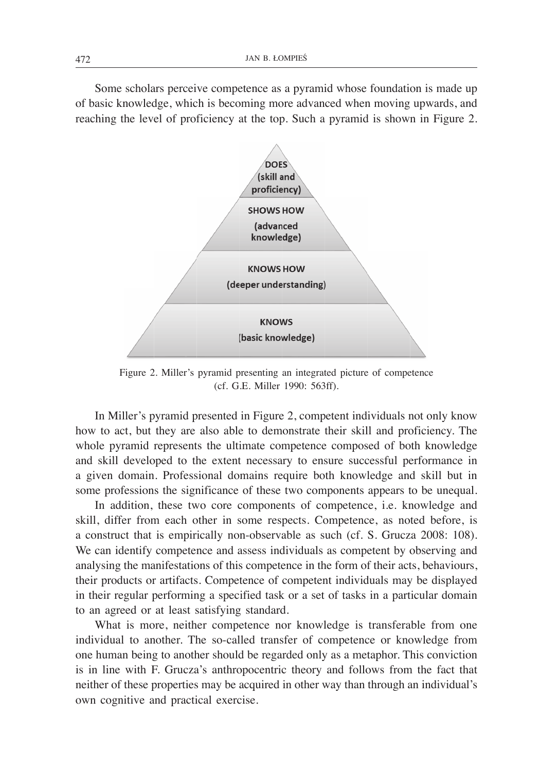Some scholars perceive competence as a pyramid whose foundation is made up of basic knowledge, which is becoming more advanced when moving upwards, and reaching the level of proficiency at the top. Such a pyramid is shown in Figure 2.

DOES
(skill and proficiency)

SHOWS HOW
(advanced knowledge)

KNOWS HOW
(deeper understanding)

KNOWS
[basic knowledge)

Figure 2. Miller's pyramid presenting an integrated picture of competence (cf. G.E. Miller 1990: 563ff).

In Miller's pyramid presented in Figure 2, competent individuals not only know how to act, but they are also able to demonstrate their skill and proficiency. The whole pyramid represents the ultimate competence composed of both knowledge and skill developed to the extent necessary to ensure successful performance in a given domain. Professional domains require both knowledge and skill but in some professions the significance of these two components appears to be unequal.

In addition, these two core components of competence, i.e. knowledge and skill, differ from each other in some respects. Competence, as noted before, is a construct that is empirically non-observable as such (cf. S. Grucza 2008: 108). We can identify competence and assess individuals as competent by observing and analysing the manifestations of this competence in the form of their acts, behaviours, their products or artifacts. Competence of competent individuals may be displayed in their regular performing a specified task or a set of tasks in a particular domain to an agreed or at least satisfying standard.

What is more, neither competence nor knowledge is transferable from one individual to another. The so-called transfer of competence or knowledge from one human being to another should be regarded only as a metaphor. This conviction is in line with F. Grucza's anthropocentric theory and follows from the fact that neither of these properties may be acquired in other way than through an individual's own cognitive and practical exercise.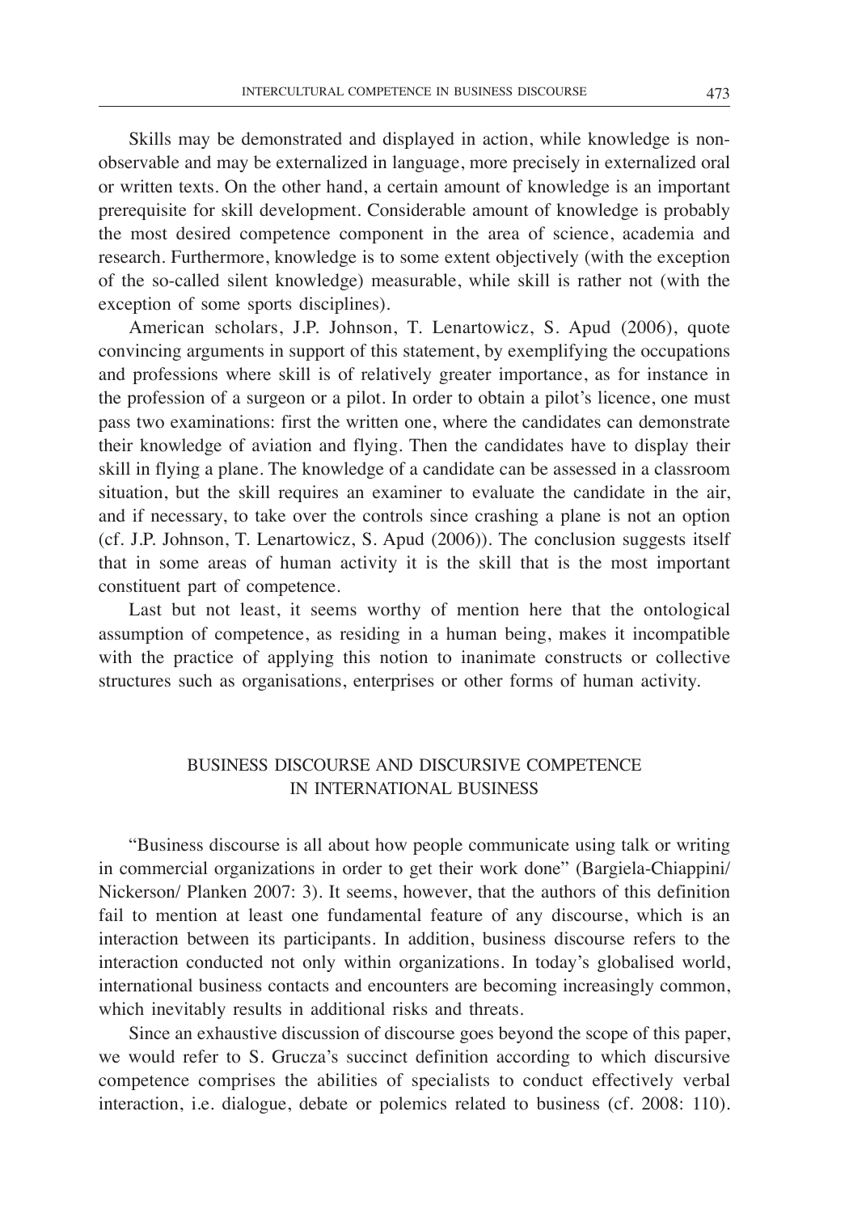Skills may be demonstrated and displayed in action, while knowledge is non-observable and may be externalized in language, more precisely in externalized oral or written texts. On the other hand, a certain amount of knowledge is an important prerequisite for skill development. Considerable amount of knowledge is probably the most desired competence component in the area of science, academia and research. Furthermore, knowledge is to some extent objectively (with the exception of the so-called silent knowledge) measurable, while skill is rather not (with the exception of some sports disciplines).

American scholars, J.P. Johnson, T. Lenartowicz, S. Apud (2006), quote convincing arguments in support of this statement, by exemplifying the occupations and professions where skill is of relatively greater importance, as for instance in the profession of a surgeon or a pilot. In order to obtain a pilot's licence, one must pass two examinations: first the written one, where the candidates can demonstrate their knowledge of aviation and flying. Then the candidates have to display their skill in flying a plane. The knowledge of a candidate can be assessed in a classroom situation, but the skill requires an examiner to evaluate the candidate in the air, and if necessary, to take over the controls since crashing a plane is not an option (cf. J.P. Johnson, T. Lenartowicz, S. Apud (2006)). The conclusion suggests itself that in some areas of human activity it is the skill that is the most important constituent part of competence.

Last but not least, it seems worthy of mention here that the ontological assumption of competence, as residing in a human being, makes it incompatible with the practice of applying this notion to inanimate constructs or collective structures such as organisations, enterprises or other forms of human activity.

## BUSINESS DISCOURSE AND DISCURSIVE COMPETENCE IN INTERNATIONAL BUSINESS

"Business discourse is all about how people communicate using talk or writing in commercial organizations in order to get their work done" (Bargiela-Chiappini/ Nickerson/ Planken 2007: 3). It seems, however, that the authors of this definition fail to mention at least one fundamental feature of any discourse, which is an interaction between its participants. In addition, business discourse refers to the interaction conducted not only within organizations. In today's globalised world, international business contacts and encounters are becoming increasingly common, which inevitably results in additional risks and threats.

Since an exhaustive discussion of discourse goes beyond the scope of this paper, we would refer to S. Grucza's succinct definition according to which discursive competence comprises the abilities of specialists to conduct effectively verbal interaction, i.e. dialogue, debate or polemics related to business (cf. 2008: 110).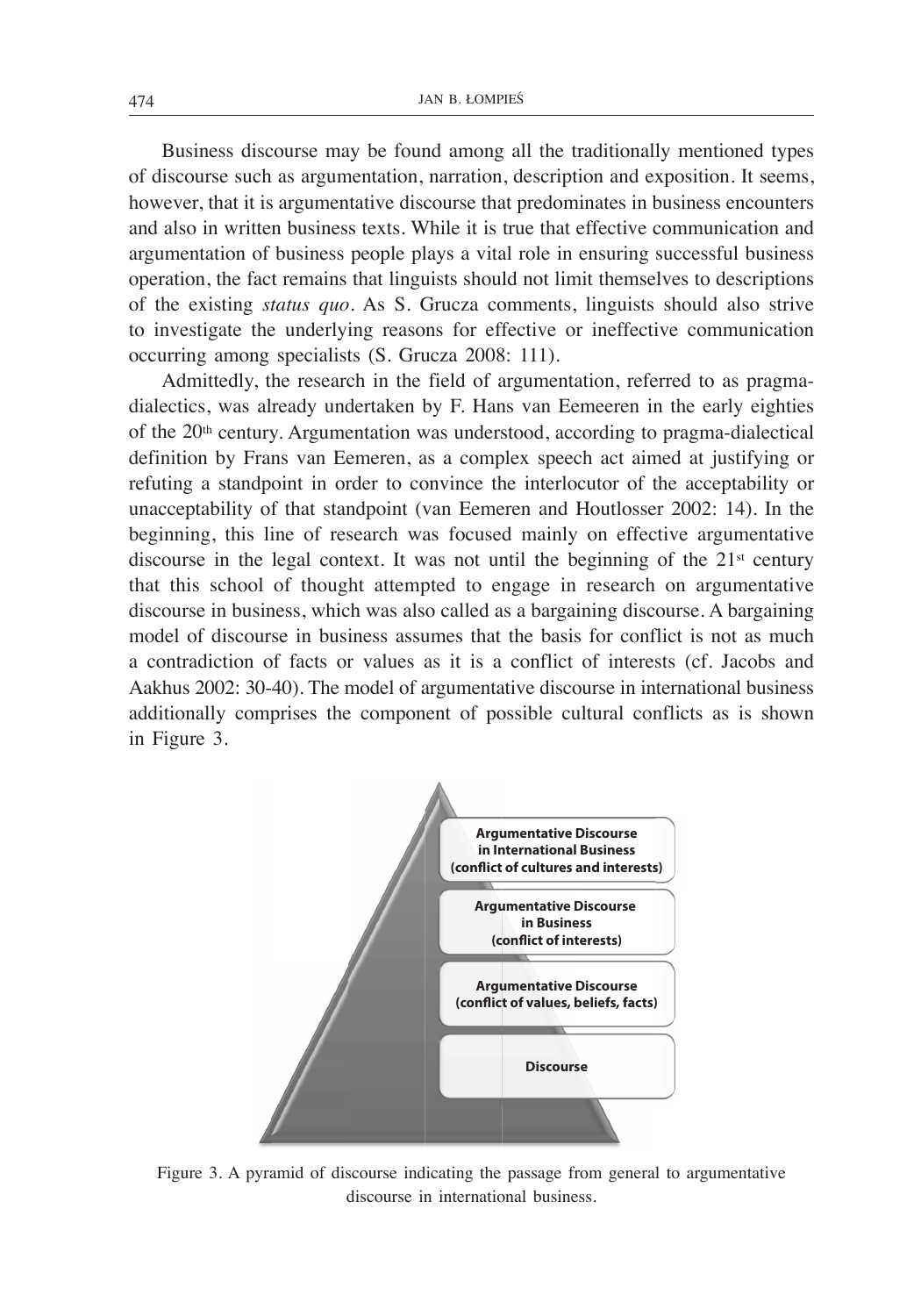Business discourse may be found among all the traditionally mentioned types of discourse such as argumentation, narration, description and exposition. It seems, however, that it is argumentative discourse that predominates in business encounters and also in written business texts. While it is true that effective communication and argumentation of business people plays a vital role in ensuring successful business operation, the fact remains that linguists should not limit themselves to descriptions of the existing *status quo*. As S. Grucza comments, linguists should also strive to investigate the underlying reasons for effective or ineffective communication occurring among specialists (S. Grucza 2008: 111).

Admittedly, the research in the field of argumentation, referred to as pragma-dialectics, was already undertaken by F. Hans van Eemeeren in the early eighties of the 20th century. Argumentation was understood, according to pragma-dialectical definition by Frans van Eemeren, as a complex speech act aimed at justifying or refuting a standpoint in order to convince the interlocutor of the acceptability or unacceptability of that standpoint (van Eemeren and Houtlosser 2002: 14). In the beginning, this line of research was focused mainly on effective argumentative discourse in the legal context. It was not until the beginning of the 21st century that this school of thought attempted to engage in research on argumentative discourse in business, which was also called as a bargaining discourse. A bargaining model of discourse in business assumes that the basis for conflict is not as much a contradiction of facts or values as it is a conflict of interests (cf. Jacobs and Aakhus 2002: 30-40). The model of argumentative discourse in international business additionally comprises the component of possible cultural conflicts as is shown in Figure 3.

**Argumentative Discourse in International Business (conflict of cultures and interests)**

**Argumentative Discourse in Business (conflict of interests)**

**Argumentative Discourse (conflict of values, beliefs, facts)**

**Discourse**

Figure 3. A pyramid of discourse indicating the passage from general to argumentative discourse in international business.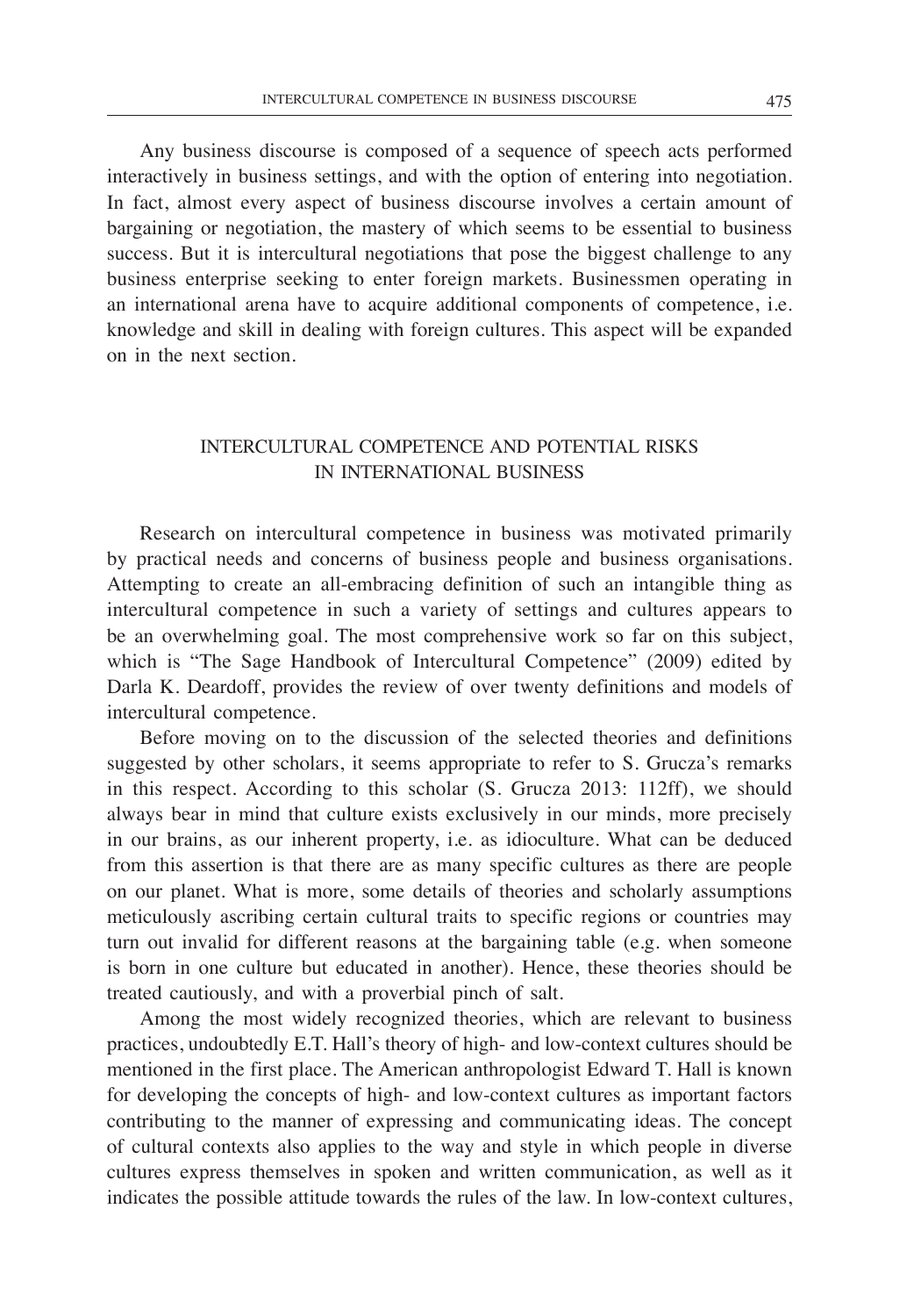Any business discourse is composed of a sequence of speech acts performed interactively in business settings, and with the option of entering into negotiation. In fact, almost every aspect of business discourse involves a certain amount of bargaining or negotiation, the mastery of which seems to be essential to business success. But it is intercultural negotiations that pose the biggest challenge to any business enterprise seeking to enter foreign markets. Businessmen operating in an international arena have to acquire additional components of competence, i.e. knowledge and skill in dealing with foreign cultures. This aspect will be expanded on in the next section.

## INTERCULTURAL COMPETENCE AND POTENTIAL RISKS IN INTERNATIONAL BUSINESS

Research on intercultural competence in business was motivated primarily by practical needs and concerns of business people and business organisations. Attempting to create an all-embracing definition of such an intangible thing as intercultural competence in such a variety of settings and cultures appears to be an overwhelming goal. The most comprehensive work so far on this subject, which is "The Sage Handbook of Intercultural Competence" (2009) edited by Darla K. Deardoff, provides the review of over twenty definitions and models of intercultural competence.

Before moving on to the discussion of the selected theories and definitions suggested by other scholars, it seems appropriate to refer to S. Grucza's remarks in this respect. According to this scholar (S. Grucza 2013: 112ff), we should always bear in mind that culture exists exclusively in our minds, more precisely in our brains, as our inherent property, i.e. as idioculture. What can be deduced from this assertion is that there are as many specific cultures as there are people on our planet. What is more, some details of theories and scholarly assumptions meticulously ascribing certain cultural traits to specific regions or countries may turn out invalid for different reasons at the bargaining table (e.g. when someone is born in one culture but educated in another). Hence, these theories should be treated cautiously, and with a proverbial pinch of salt.

Among the most widely recognized theories, which are relevant to business practices, undoubtedly E.T. Hall's theory of high- and low-context cultures should be mentioned in the first place. The American anthropologist Edward T. Hall is known for developing the concepts of high- and low-context cultures as important factors contributing to the manner of expressing and communicating ideas. The concept of cultural contexts also applies to the way and style in which people in diverse cultures express themselves in spoken and written communication, as well as it indicates the possible attitude towards the rules of the law. In low-context cultures,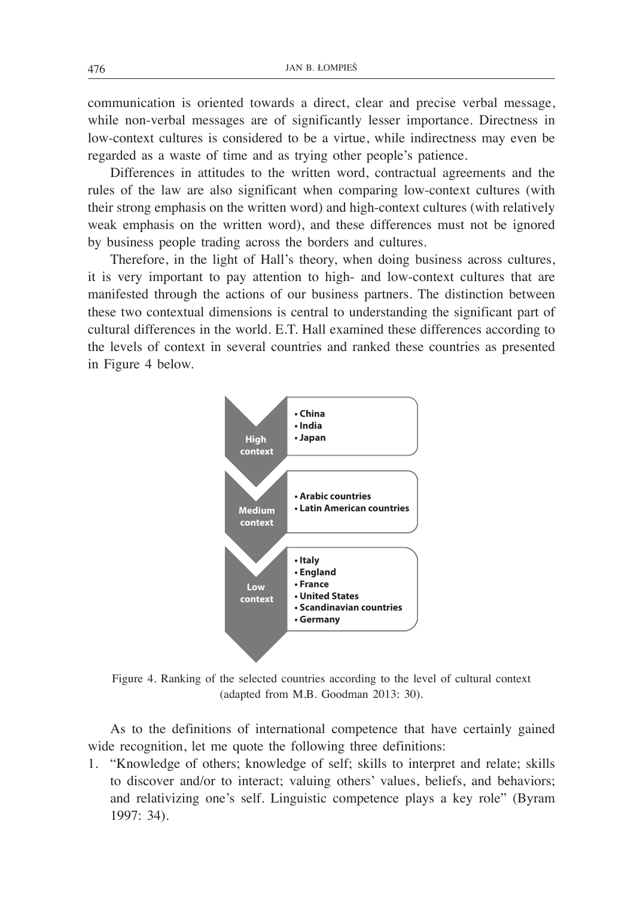communication is oriented towards a direct, clear and precise verbal message, while non-verbal messages are of significantly lesser importance. Directness in low-context cultures is considered to be a virtue, while indirectness may even be regarded as a waste of time and as trying other people's patience.

Differences in attitudes to the written word, contractual agreements and the rules of the law are also significant when comparing low-context cultures (with their strong emphasis on the written word) and high-context cultures (with relatively weak emphasis on the written word), and these differences must not be ignored by business people trading across the borders and cultures.

Therefore, in the light of Hall's theory, when doing business across cultures, it is very important to pay attention to high- and low-context cultures that are manifested through the actions of our business partners. The distinction between these two contextual dimensions is central to understanding the significant part of cultural differences in the world. E.T. Hall examined these differences according to the levels of context in several countries and ranked these countries as presented in Figure 4 below.

High context
- China
- India
- Japan

Medium context
- Arabic countries
- Latin American countries

Low context
- Italy
- England
- France
- United States
- Scandinavian countries
- Germany

Figure 4. Ranking of the selected countries according to the level of cultural context (adapted from M.B. Goodman 2013: 30).

As to the definitions of international competence that have certainly gained wide recognition, let me quote the following three definitions:

1. "Knowledge of others; knowledge of self; skills to interpret and relate; skills to discover and/or to interact; valuing others' values, beliefs, and behaviors; and relativizing one's self. Linguistic competence plays a key role" (Byram 1997: 34).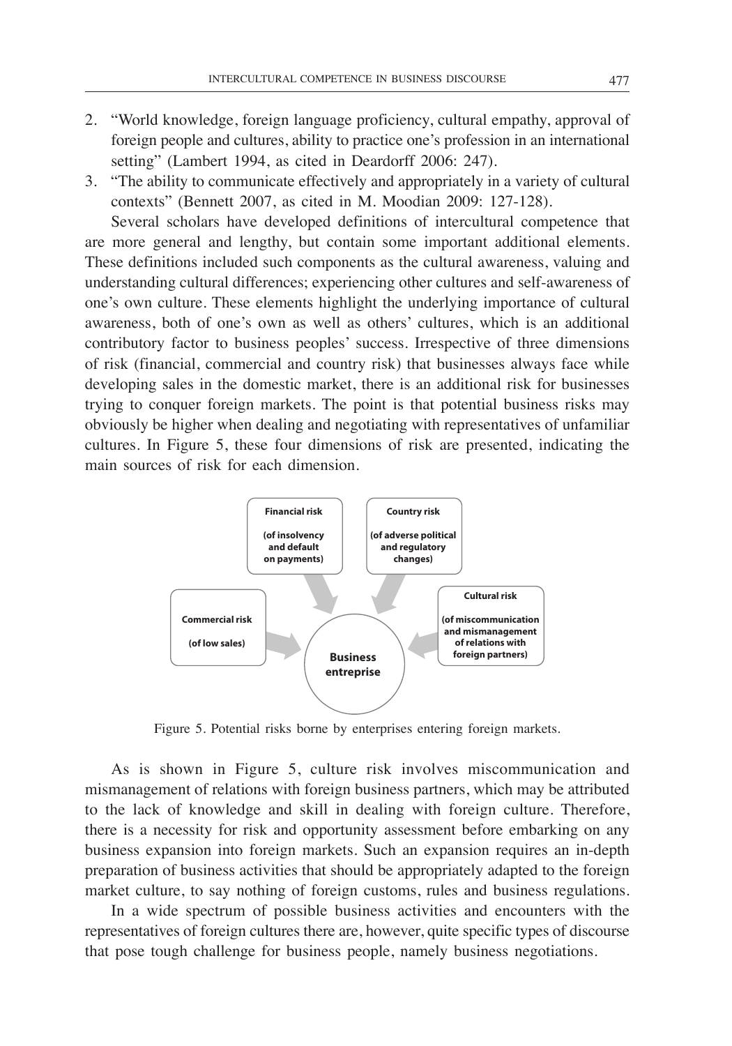2. "World knowledge, foreign language proficiency, cultural empathy, approval of foreign people and cultures, ability to practice one's profession in an international setting" (Lambert 1994, as cited in Deardorff 2006: 247).
3. "The ability to communicate effectively and appropriately in a variety of cultural contexts" (Bennett 2007, as cited in M. Moodian 2009: 127-128).

Several scholars have developed definitions of intercultural competence that are more general and lengthy, but contain some important additional elements. These definitions included such components as the cultural awareness, valuing and understanding cultural differences; experiencing other cultures and self-awareness of one's own culture. These elements highlight the underlying importance of cultural awareness, both of one's own as well as others' cultures, which is an additional contributory factor to business peoples' success. Irrespective of three dimensions of risk (financial, commercial and country risk) that businesses always face while developing sales in the domestic market, there is an additional risk for businesses trying to conquer foreign markets. The point is that potential business risks may obviously be higher when dealing and negotiating with representatives of unfamiliar cultures. In Figure 5, these four dimensions of risk are presented, indicating the main sources of risk for each dimension.

**Financial risk**

**(of insolvency and default on payments)**

**Country risk**

**(of adverse political and regulatory changes)**

**Commercial risk**

**(of low sales)**

**Cultural risk**

**(of miscommunication and mismanagement of relations with foreign partners)**

**Business entreprise**

Figure 5. Potential risks borne by enterprises entering foreign markets.

As is shown in Figure 5, culture risk involves miscommunication and mismanagement of relations with foreign business partners, which may be attributed to the lack of knowledge and skill in dealing with foreign culture. Therefore, there is a necessity for risk and opportunity assessment before embarking on any business expansion into foreign markets. Such an expansion requires an in-depth preparation of business activities that should be appropriately adapted to the foreign market culture, to say nothing of foreign customs, rules and business regulations.

In a wide spectrum of possible business activities and encounters with the representatives of foreign cultures there are, however, quite specific types of discourse that pose tough challenge for business people, namely business negotiations.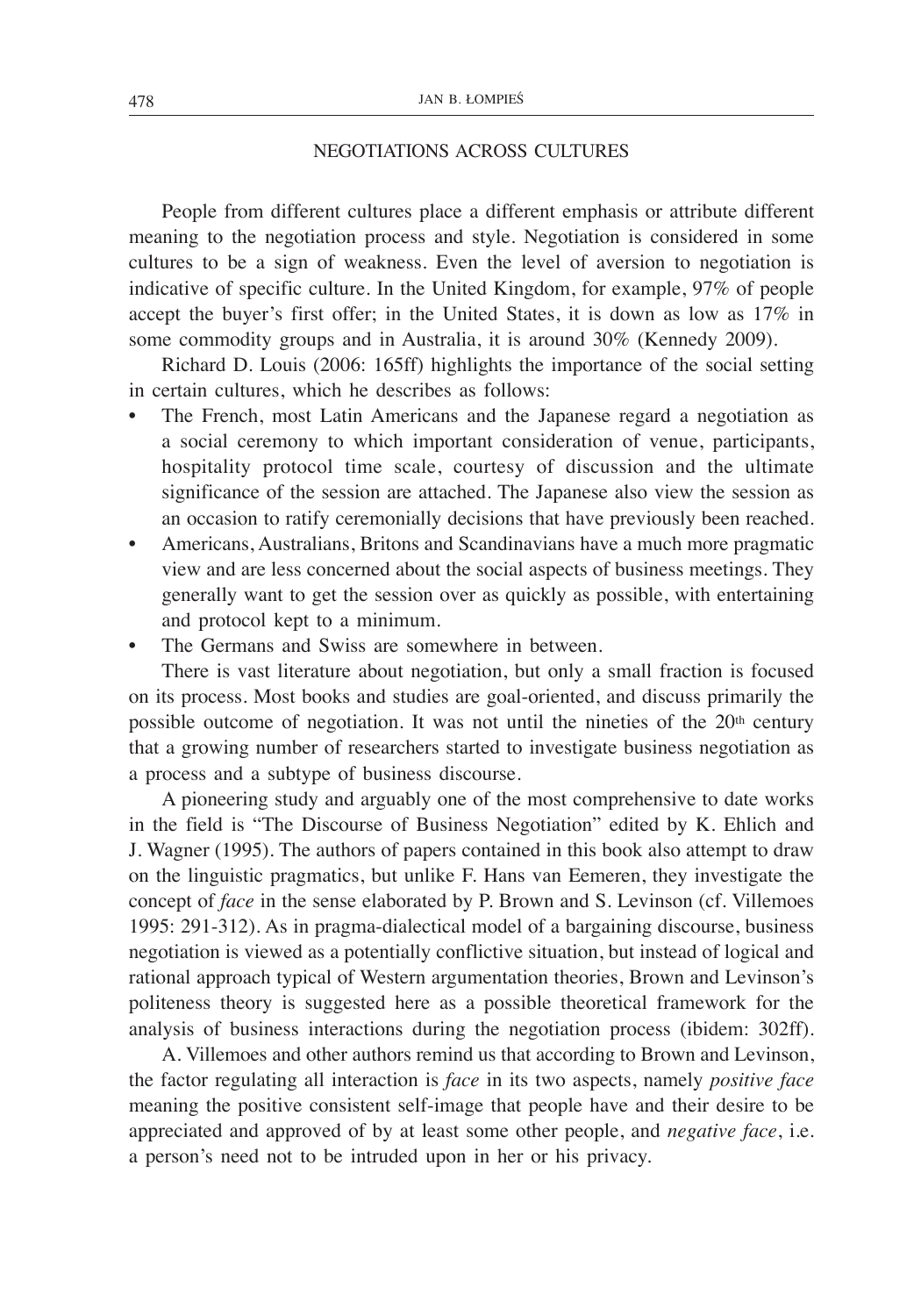## NEGOTIATIONS ACROSS CULTURES

People from different cultures place a different emphasis or attribute different meaning to the negotiation process and style. Negotiation is considered in some cultures to be a sign of weakness. Even the level of aversion to negotiation is indicative of specific culture. In the United Kingdom, for example, 97% of people accept the buyer's first offer; in the United States, it is down as low as 17% in some commodity groups and in Australia, it is around 30% (Kennedy 2009).

Richard D. Louis (2006: 165ff) highlights the importance of the social setting in certain cultures, which he describes as follows:

- The French, most Latin Americans and the Japanese regard a negotiation as a social ceremony to which important consideration of venue, participants, hospitality protocol time scale, courtesy of discussion and the ultimate significance of the session are attached. The Japanese also view the session as an occasion to ratify ceremonially decisions that have previously been reached.
- Americans, Australians, Britons and Scandinavians have a much more pragmatic view and are less concerned about the social aspects of business meetings. They generally want to get the session over as quickly as possible, with entertaining and protocol kept to a minimum.
- The Germans and Swiss are somewhere in between.

There is vast literature about negotiation, but only a small fraction is focused on its process. Most books and studies are goal-oriented, and discuss primarily the possible outcome of negotiation. It was not until the nineties of the 20th century that a growing number of researchers started to investigate business negotiation as a process and a subtype of business discourse.

A pioneering study and arguably one of the most comprehensive to date works in the field is "The Discourse of Business Negotiation" edited by K. Ehlich and J. Wagner (1995). The authors of papers contained in this book also attempt to draw on the linguistic pragmatics, but unlike F. Hans van Eemeren, they investigate the concept of *face* in the sense elaborated by P. Brown and S. Levinson (cf. Villemoes 1995: 291-312). As in pragma-dialectical model of a bargaining discourse, business negotiation is viewed as a potentially conflictive situation, but instead of logical and rational approach typical of Western argumentation theories, Brown and Levinson's politeness theory is suggested here as a possible theoretical framework for the analysis of business interactions during the negotiation process (ibidem: 302ff).

A. Villemoes and other authors remind us that according to Brown and Levinson, the factor regulating all interaction is *face* in its two aspects, namely *positive face* meaning the positive consistent self-image that people have and their desire to be appreciated and approved of by at least some other people, and *negative face*, i.e. a person's need not to be intruded upon in her or his privacy.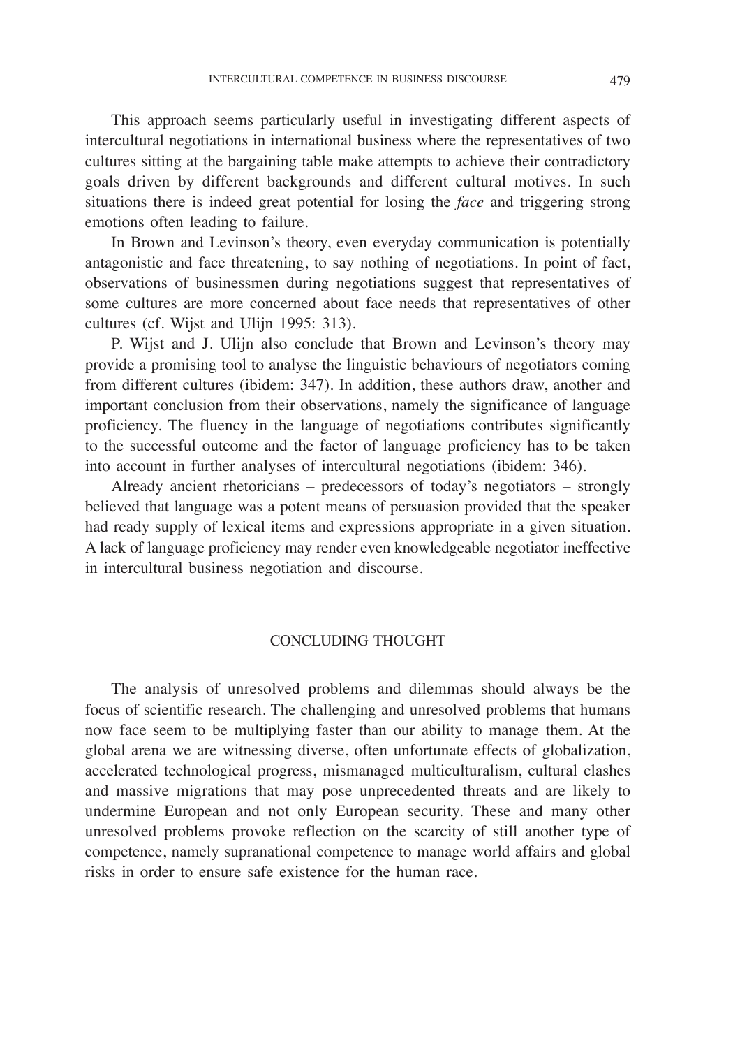This approach seems particularly useful in investigating different aspects of intercultural negotiations in international business where the representatives of two cultures sitting at the bargaining table make attempts to achieve their contradictory goals driven by different backgrounds and different cultural motives. In such situations there is indeed great potential for losing the *face* and triggering strong emotions often leading to failure.

In Brown and Levinson's theory, even everyday communication is potentially antagonistic and face threatening, to say nothing of negotiations. In point of fact, observations of businessmen during negotiations suggest that representatives of some cultures are more concerned about face needs that representatives of other cultures (cf. Wijst and Ulijn 1995: 313).

P. Wijst and J. Ulijn also conclude that Brown and Levinson's theory may provide a promising tool to analyse the linguistic behaviours of negotiators coming from different cultures (ibidem: 347). In addition, these authors draw, another and important conclusion from their observations, namely the significance of language proficiency. The fluency in the language of negotiations contributes significantly to the successful outcome and the factor of language proficiency has to be taken into account in further analyses of intercultural negotiations (ibidem: 346).

Already ancient rhetoricians – predecessors of today's negotiators – strongly believed that language was a potent means of persuasion provided that the speaker had ready supply of lexical items and expressions appropriate in a given situation. A lack of language proficiency may render even knowledgeable negotiator ineffective in intercultural business negotiation and discourse.

## CONCLUDING THOUGHT

The analysis of unresolved problems and dilemmas should always be the focus of scientific research. The challenging and unresolved problems that humans now face seem to be multiplying faster than our ability to manage them. At the global arena we are witnessing diverse, often unfortunate effects of globalization, accelerated technological progress, mismanaged multiculturalism, cultural clashes and massive migrations that may pose unprecedented threats and are likely to undermine European and not only European security. These and many other unresolved problems provoke reflection on the scarcity of still another type of competence, namely supranational competence to manage world affairs and global risks in order to ensure safe existence for the human race.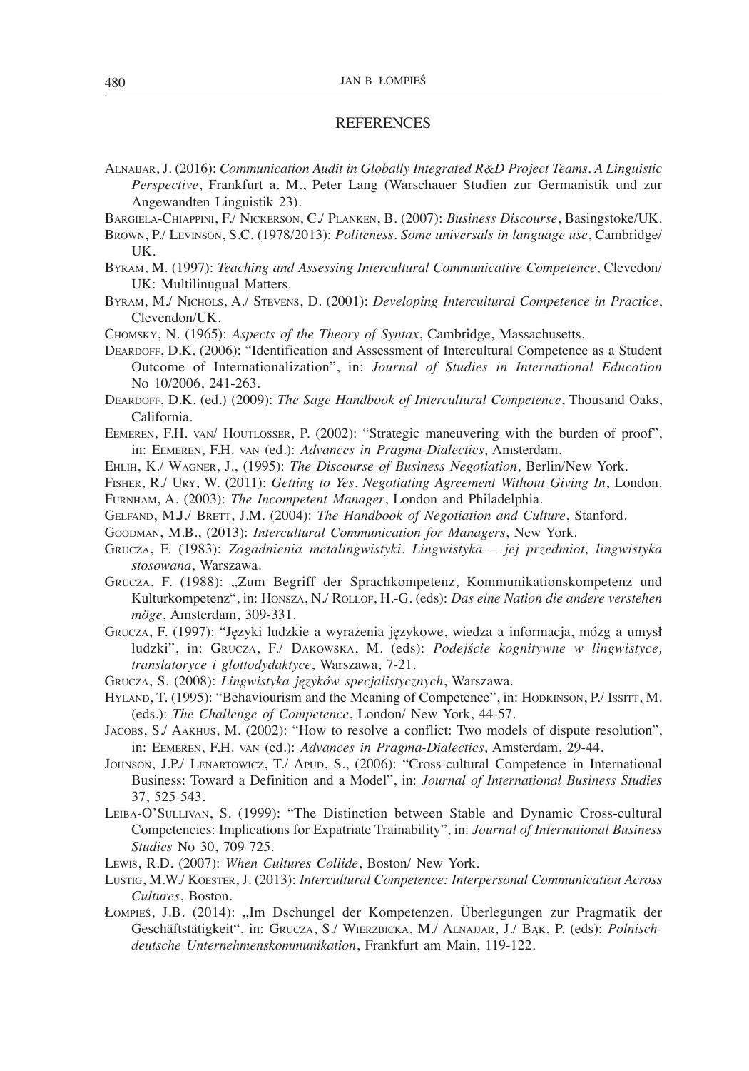## REFERENCES

Alnaijar, J. (2016): *Communication Audit in Globally Integrated R&D Project Teams. A Linguistic Perspective*, Frankfurt a. M., Peter Lang (Warschauer Studien zur Germanistik und zur Angewandten Linguistik 23).

Bargiela-Chiappini, F./ Nickerson, C./ Planken, B. (2007): *Business Discourse*, Basingstoke/UK.

Brown, P./ Levinson, S.C. (1978/2013): *Politeness. Some universals in language use*, Cambridge/ UK.

Byram, M. (1997): *Teaching and Assessing Intercultural Communicative Competence*, Clevedon/ UK: Multilinugual Matters.

Byram, M./ Nichols, A./ Stevens, D. (2001): *Developing Intercultural Competence in Practice*, Clevendon/UK.

Chomsky, N. (1965): *Aspects of the Theory of Syntax*, Cambridge, Massachusetts.

Deardoff, D.K. (2006): "Identification and Assessment of Intercultural Competence as a Student Outcome of Internationalization", in: *Journal of Studies in International Education* No 10/2006, 241-263.

Deardoff, D.K. (ed.) (2009): *The Sage Handbook of Intercultural Competence*, Thousand Oaks, California.

Eemeren, F.H. van/ Houtlosser, P. (2002): "Strategic maneuvering with the burden of proof", in: Eemeren, F.H. van (ed.): *Advances in Pragma-Dialectics*, Amsterdam.

Ehlih, K./ Wagner, J., (1995): *The Discourse of Business Negotiation*, Berlin/New York.

Fisher, R./ Ury, W. (2011): *Getting to Yes. Negotiating Agreement Without Giving In*, London.

Furnham, A. (2003): *The Incompetent Manager*, London and Philadelphia.

Gelfand, M.J./ Brett, J.M. (2004): *The Handbook of Negotiation and Culture*, Stanford.

Goodman, M.B., (2013): *Intercultural Communication for Managers*, New York.

Grucza, F. (1983): *Zagadnienia metalingwistyki. Lingwistyka – jej przedmiot, lingwistyka stosowana*, Warszawa.

Grucza, F. (1988): „Zum Begriff der Sprachkompetenz, Kommunikationskompetenz und Kulturkompetenz", in: Honsza, N./ Rollof, H.-G. (eds): *Das eine Nation die andere verstehen möge*, Amsterdam, 309-331.

Grucza, F. (1997): "Języki ludzkie a wyrażenia językowe, wiedza a informacja, mózg a umysł ludzki", in: Grucza, F./ Dakowska, M. (eds): *Podejście kognitywne w lingwistyce, translatoryce i glottodydaktyce*, Warszawa, 7-21.

Grucza, S. (2008): *Lingwistyka języków specjalistycznych*, Warszawa.

Hyland, T. (1995): "Behaviourism and the Meaning of Competence", in: Hodkinson, P./ Issitt, M. (eds.): *The Challenge of Competence*, London/ New York, 44-57.

Jacobs, S./ Aakhus, M. (2002): "How to resolve a conflict: Two models of dispute resolution", in: Eemeren, F.H. van (ed.): *Advances in Pragma-Dialectics*, Amsterdam, 29-44.

Johnson, J.P./ Lenartowicz, T./ Apud, S., (2006): "Cross-cultural Competence in International Business: Toward a Definition and a Model", in: *Journal of International Business Studies* 37, 525-543.

Leiba-O'Sullivan, S. (1999): "The Distinction between Stable and Dynamic Cross-cultural Competencies: Implications for Expatriate Trainability", in: *Journal of International Business Studies* No 30, 709-725.

Lewis, R.D. (2007): *When Cultures Collide*, Boston/ New York.

Lustig, M.W./ Koester, J. (2013): *Intercultural Competence: Interpersonal Communication Across Cultures*, Boston.

Łompieś, J.B. (2014): „Im Dschungel der Kompetenzen. Überlegungen zur Pragmatik der Geschäftstätigkeit", in: Grucza, S./ Wierzbicka, M./ Alnajjar, J./ Bąk, P. (eds): *Polnisch-deutsche Unternehmenskommunikation*, Frankfurt am Main, 119-122.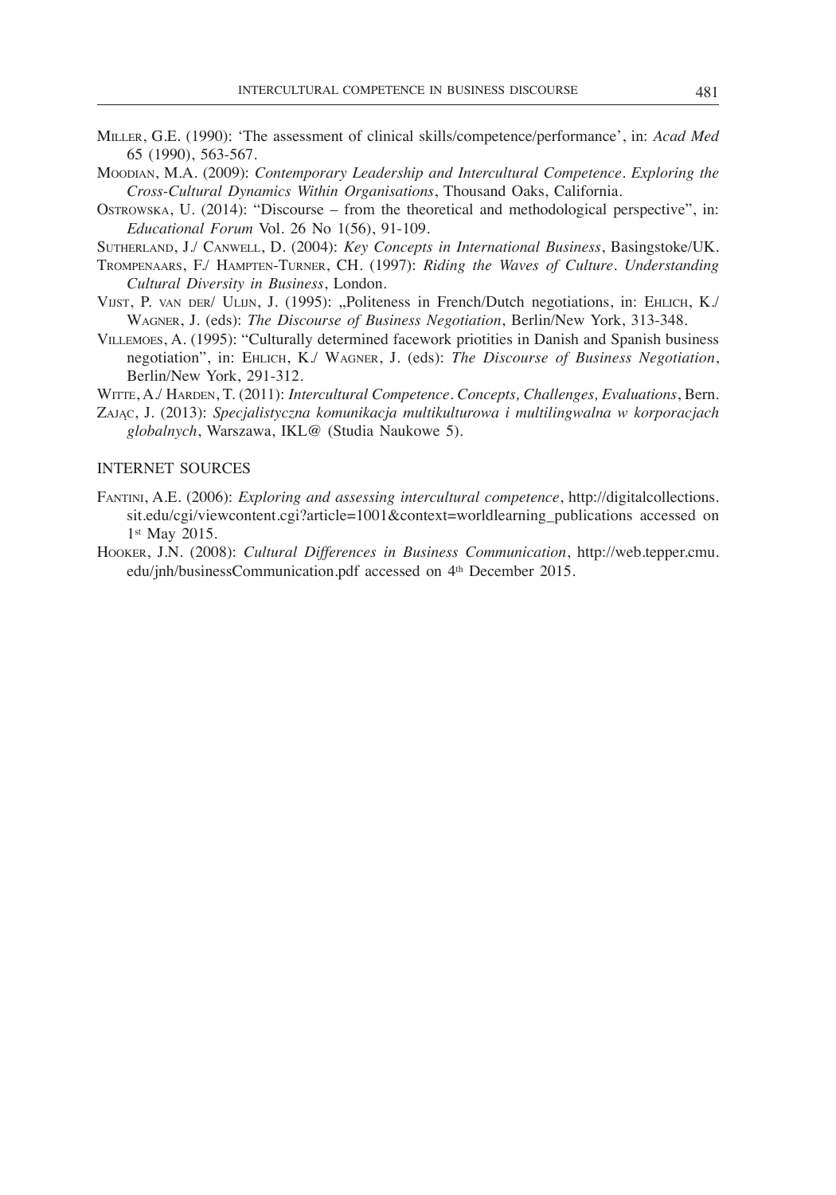Miller, G.E. (1990): 'The assessment of clinical skills/competence/performance', in: *Acad Med* 65 (1990), 563-567.

Moodian, M.A. (2009): *Contemporary Leadership and Intercultural Competence. Exploring the Cross-Cultural Dynamics Within Organisations*, Thousand Oaks, California.

Ostrowska, U. (2014): "Discourse – from the theoretical and methodological perspective", in: *Educational Forum* Vol. 26 No 1(56), 91-109.

Sutherland, J./ Canwell, D. (2004): *Key Concepts in International Business*, Basingstoke/UK.

Trompenaars, F./ Hampten-Turner, CH. (1997): *Riding the Waves of Culture. Understanding Cultural Diversity in Business*, London.

Vijst, P. van der/ Ulijn, J. (1995): „Politeness in French/Dutch negotiations, in: Ehlich, K./ Wagner, J. (eds): *The Discourse of Business Negotiation*, Berlin/New York, 313-348.

Villemoes, A. (1995): "Culturally determined facework priotities in Danish and Spanish business negotiation", in: Ehlich, K./ Wagner, J. (eds): *The Discourse of Business Negotiation*, Berlin/New York, 291-312.

Witte, A./ Harden, T. (2011): *Intercultural Competence. Concepts, Challenges, Evaluations*, Bern.

Zając, J. (2013): *Specjalistyczna komunikacja multikulturowa i multilingwalna w korporacjach globalnych*, Warszawa, IKL@ (Studia Naukowe 5).

## INTERNET SOURCES

Fantini, A.E. (2006): *Exploring and assessing intercultural competence*, http://digitalcollections.sit.edu/cgi/viewcontent.cgi?article=1001&context=worldlearning_publications accessed on 1st May 2015.

Hooker, J.N. (2008): *Cultural Differences in Business Communication*, http://web.tepper.cmu.edu/jnh/businessCommunication.pdf accessed on 4th December 2015.